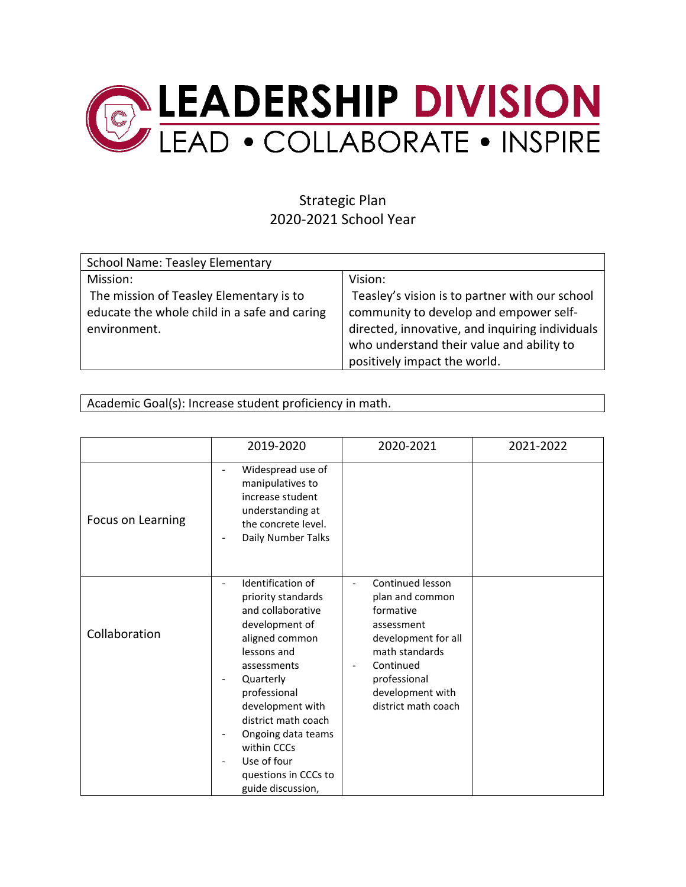# LEADERSHIP DIVISION

LEAD • COLLABORATE • INSPIRE

## Strategic Plan
## 2020-2021 School Year

| School Name: Teasley Elementary | |
|---|---|
| Mission:<br>The mission of Teasley Elementary is to educate the whole child in a safe and caring environment. | Vision:<br>Teasley's vision is to partner with our school community to develop and empower self-directed, innovative, and inquiring individuals who understand their value and ability to positively impact the world. |

| Academic Goal(s): Increase student proficiency in math. |
|---|

| | 2019-2020 | 2020-2021 | 2021-2022 |
|---|---|---|---|
| Focus on Learning | - Widespread use of manipulatives to increase student understanding at the concrete level.<br>- Daily Number Talks | | |
| Collaboration | - Identification of priority standards and collaborative development of aligned common lessons and assessments<br>- Quarterly professional development with district math coach<br>- Ongoing data teams within CCCs<br>- Use of four questions in CCCs to guide discussion, | - Continued lesson plan and common formative assessment development for all math standards<br>- Continued professional development with district math coach | |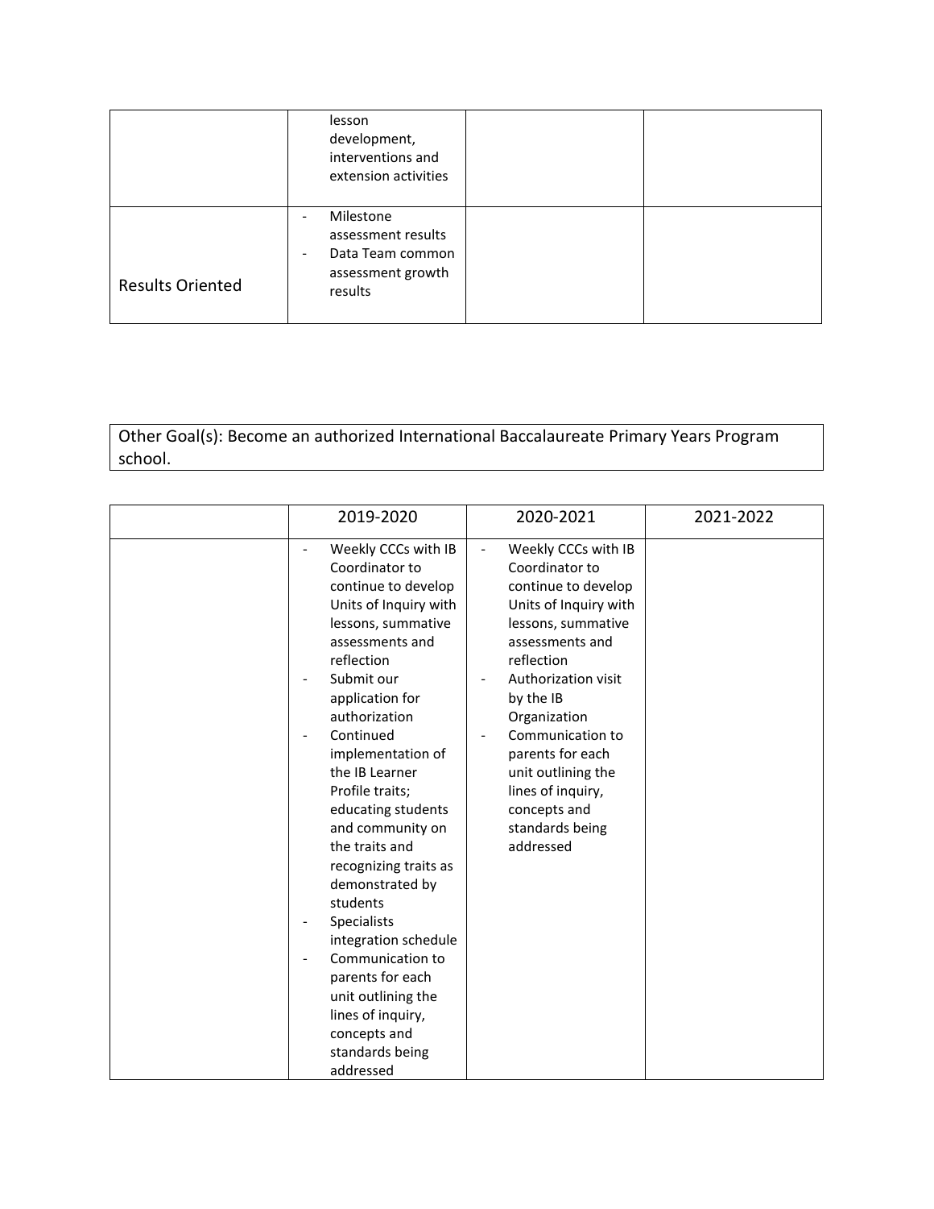| | | | |
|---|---|---|---|
| | lesson development, interventions and extension activities | | |
| Results Oriented | - Milestone assessment results<br>- Data Team common assessment growth results | | |

Other Goal(s): Become an authorized International Baccalaureate Primary Years Program school.

| | 2019-2020 | 2020-2021 | 2021-2022 |
|---|---|---|---|
| | - Weekly CCCs with IB Coordinator to continue to develop Units of Inquiry with lessons, summative assessments and reflection<br>- Submit our application for authorization<br>- Continued implementation of the IB Learner Profile traits; educating students and community on the traits and recognizing traits as demonstrated by students<br>- Specialists integration schedule<br>- Communication to parents for each unit outlining the lines of inquiry, concepts and standards being addressed | - Weekly CCCs with IB Coordinator to continue to develop Units of Inquiry with lessons, summative assessments and reflection<br>- Authorization visit by the IB Organization<br>- Communication to parents for each unit outlining the lines of inquiry, concepts and standards being addressed | |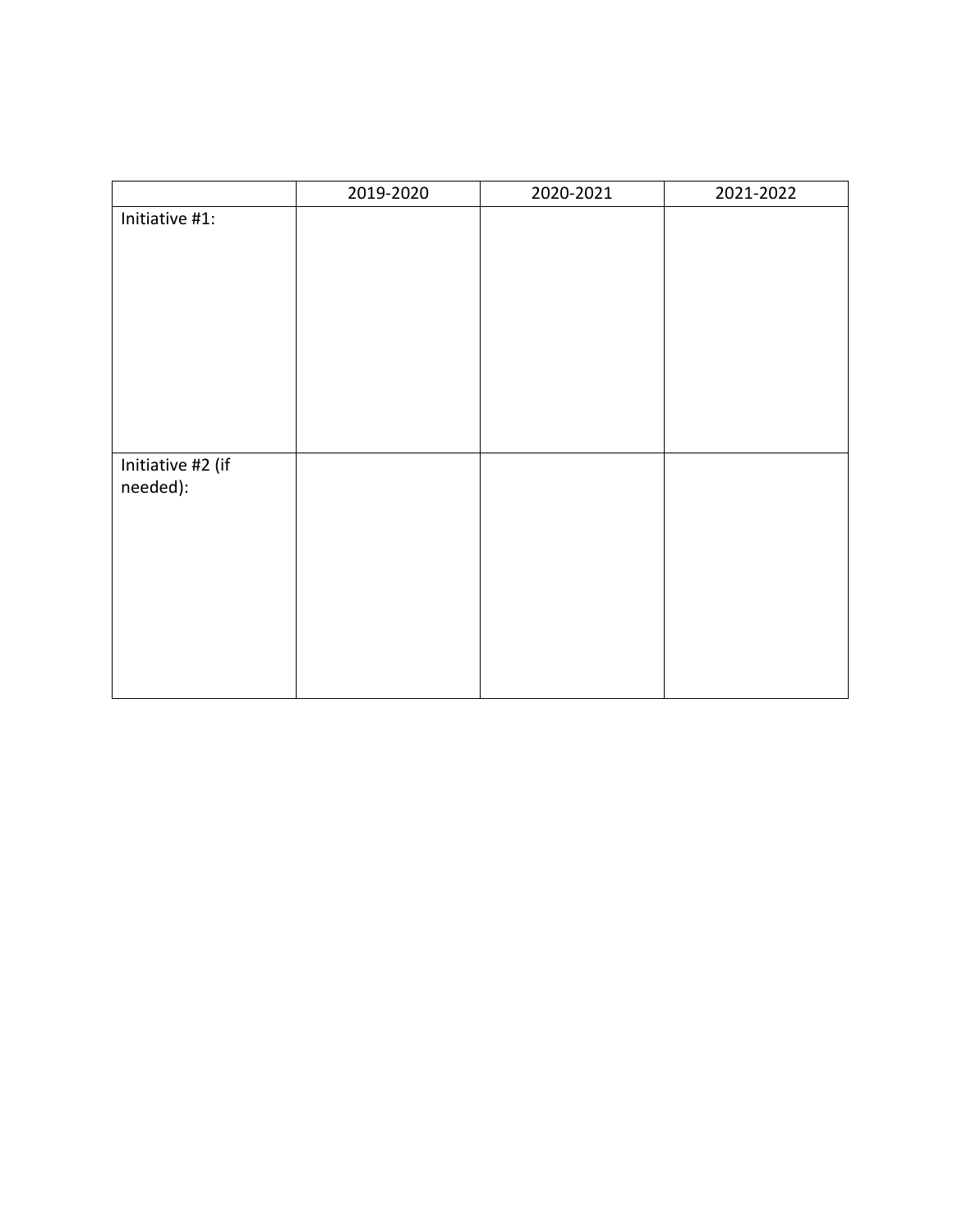| | 2019-2020 | 2020-2021 | 2021-2022 |
|---|---|---|---|
| Initiative #1: | | | |
| Initiative #2 (if needed): | | | |